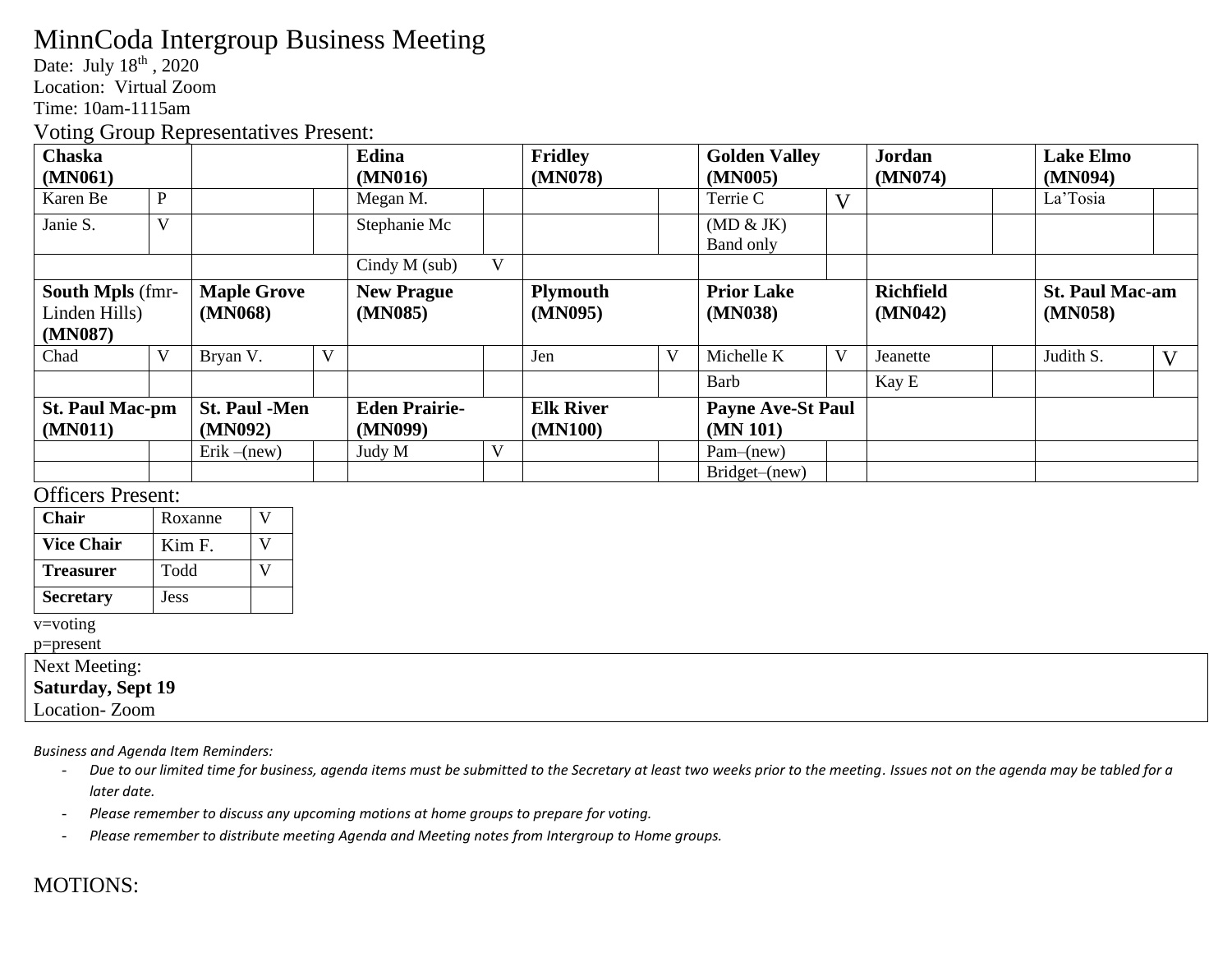# MinnCoda Intergroup Business Meeting

Date: July 18th , 2020
Location: Virtual Zoom
Time: 10am-1115am

## Voting Group Representatives Present:

| **Chaska (MN061)** | | | | **Edina (MN016)** | | **Fridley (MN078)** | | **Golden Valley (MN005)** | | **Jordan (MN074)** | | **Lake Elmo (MN094)** | |
|---|---|---|---|---|---|---|---|---|---|---|---|---|---|
| Karen Be | P | | | Megan M. | | | | Terrie C | V | | | La'Tosia | |
| Janie S. | V | | | Stephanie Mc | | | | (MD & JK) Band only | | | | | |
| | | | | Cindy M (sub) | V | | | | | | | | |
| **South Mpls** (fmr-Linden Hills) **(MN087)** | | **Maple Grove (MN068)** | | **New Prague (MN085)** | | **Plymouth (MN095)** | | **Prior Lake (MN038)** | | **Richfield (MN042)** | | **St. Paul Mac-am (MN058)** | |
| Chad | V | Bryan V. | V | | | Jen | V | Michelle K | V | Jeanette | | Judith S. | V |
| | | | | | | | | Barb | | Kay E | | | |
| **St. Paul Mac-pm (MN011)** | | **St. Paul -Men (MN092)** | | **Eden Prairie- (MN099)** | | **Elk River (MN100)** | | **Payne Ave-St Paul (MN 101)** | | | | | |
| | | Erik –(new) | | Judy M | V | | | Pam–(new) | | | | | |
| | | | | | | | | Bridget–(new) | | | | | |

## Officers Present:

| **Chair** | Roxanne | V |
|---|---|---|
| **Vice Chair** | Kim F. | V |
| **Treasurer** | Todd | V |
| **Secretary** | Jess | |

v=voting
p=present

Next Meeting:
**Saturday, Sept 19**
Location- Zoom

*Business and Agenda Item Reminders:*

- *Due to our limited time for business, agenda items must be submitted to the Secretary at least two weeks prior to the meeting. Issues not on the agenda may be tabled for a later date.*
- *Please remember to discuss any upcoming motions at home groups to prepare for voting.*
- *Please remember to distribute meeting Agenda and Meeting notes from Intergroup to Home groups.*

## MOTIONS: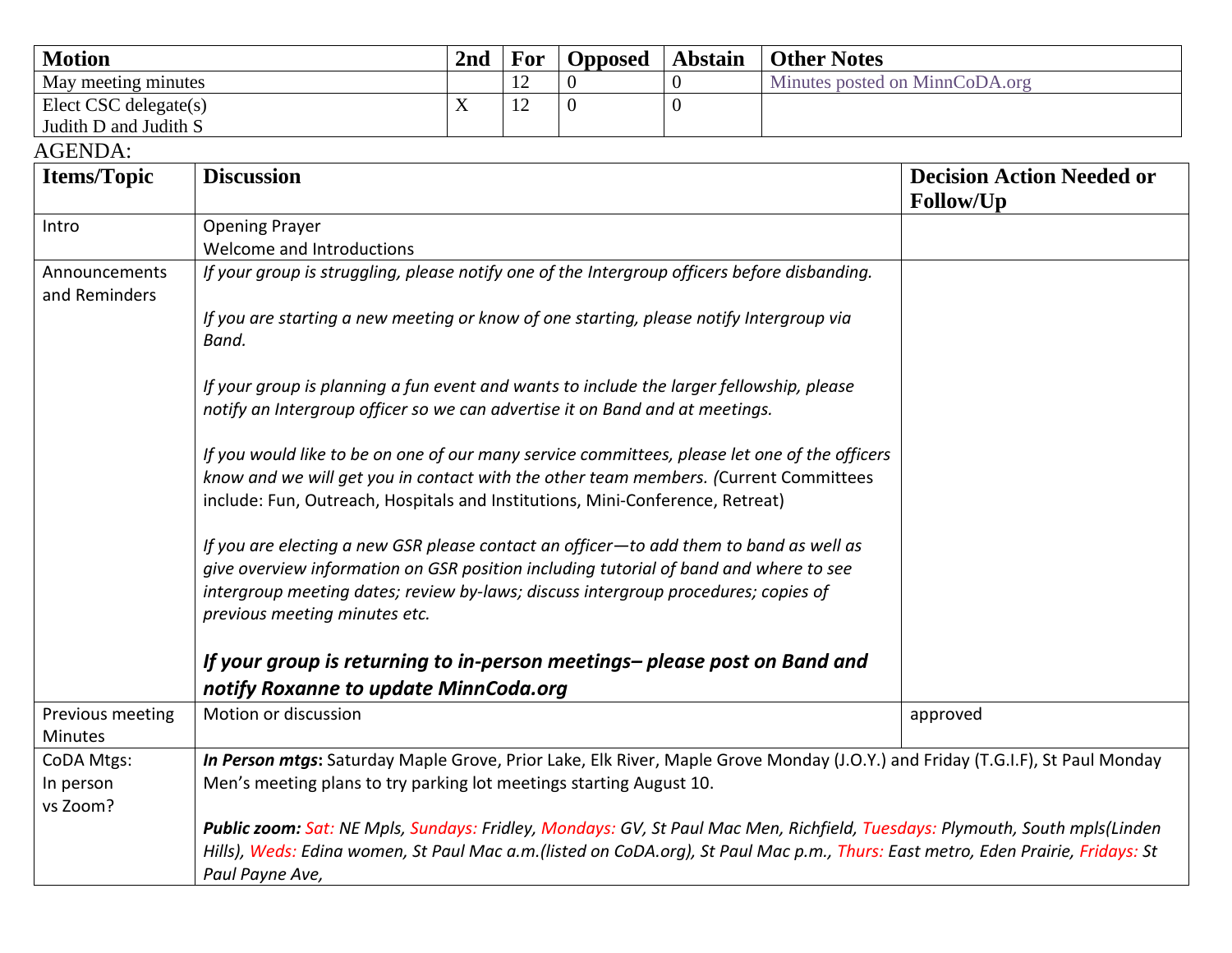| Motion | 2nd | For | Opposed | Abstain | Other Notes |
| --- | --- | --- | --- | --- | --- |
| May meeting minutes | | 12 | 0 | 0 | Minutes posted on MinnCoDA.org |
| Elect CSC delegate(s) Judith D and Judith S | X | 12 | 0 | 0 | |

AGENDA:

| Items/Topic | Discussion | Decision Action Needed or Follow/Up |
| --- | --- | --- |
| Intro | Opening Prayer<br>Welcome and Introductions | |
| Announcements and Reminders | *If your group is struggling, please notify one of the Intergroup officers before disbanding.*<br><br>*If you are starting a new meeting or know of one starting, please notify Intergroup via Band.*<br><br>*If your group is planning a fun event and wants to include the larger fellowship, please notify an Intergroup officer so we can advertise it on Band and at meetings.*<br><br>*If you would like to be on one of our many service committees, please let one of the officers know and we will get you in contact with the other team members. (*Current Committees include: Fun, Outreach, Hospitals and Institutions, Mini-Conference, Retreat)<br><br>*If you are electing a new GSR please contact an officer—to add them to band as well as give overview information on GSR position including tutorial of band and where to see intergroup meeting dates; review by-laws; discuss intergroup procedures; copies of previous meeting minutes etc.*<br><br>***If your group is returning to in-person meetings– please post on Band and notify Roxanne to update MinnCoda.org*** | |
| Previous meeting Minutes | Motion or discussion | approved |
| CoDA Mtgs: In person vs Zoom? | ***In Person mtgs*:** Saturday Maple Grove, Prior Lake, Elk River, Maple Grove Monday (J.O.Y.) and Friday (T.G.I.F), St Paul Monday Men's meeting plans to try parking lot meetings starting August 10.<br><br>***Public zoom:*** *Sat: NE Mpls, Sundays: Fridley, Mondays: GV, St Paul Mac Men, Richfield, Tuesdays: Plymouth, South mpls(Linden Hills), Weds: Edina women, St Paul Mac a.m.(listed on CoDA.org), St Paul Mac p.m., Thurs: East metro, Eden Prairie, Fridays: St Paul Payne Ave,* | |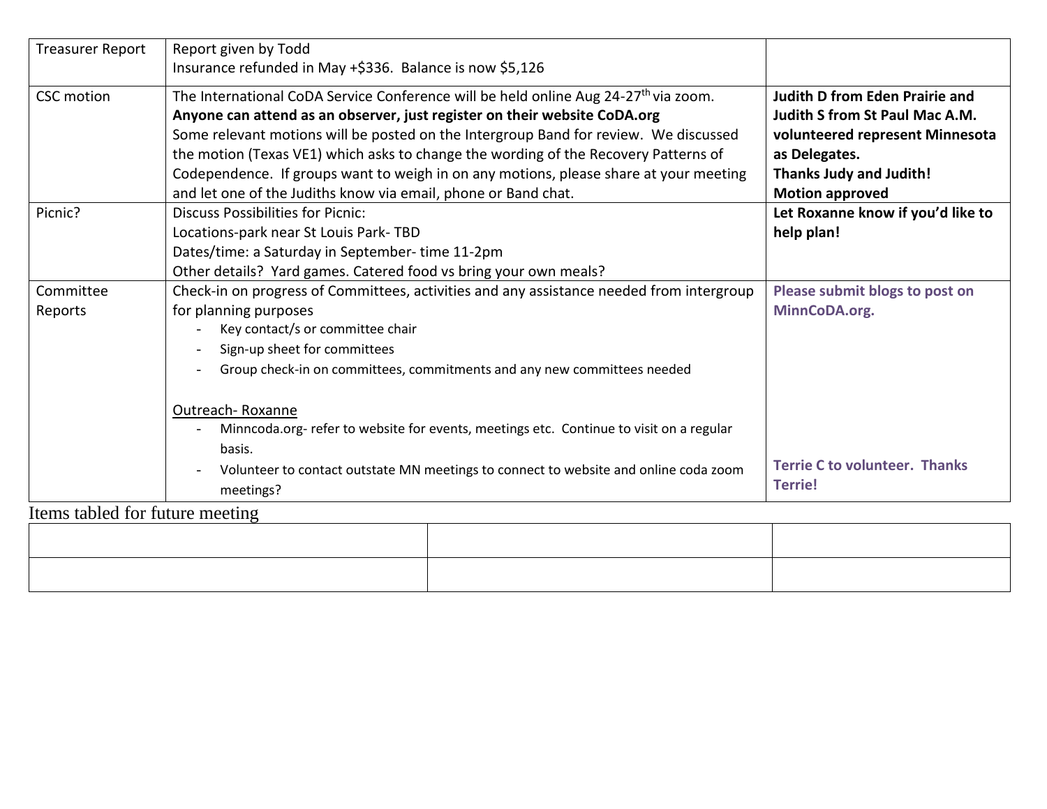| | | |
|---|---|---|
| Treasurer Report | Report given by Todd<br>Insurance refunded in May +$336. Balance is now $5,126 | |
| CSC motion | The International CoDA Service Conference will be held online Aug 24-27th via zoom.<br>**Anyone can attend as an observer, just register on their website CoDA.org**<br>Some relevant motions will be posted on the Intergroup Band for review. We discussed the motion (Texas VE1) which asks to change the wording of the Recovery Patterns of Codependence. If groups want to weigh in on any motions, please share at your meeting and let one of the Judiths know via email, phone or Band chat. | **Judith D from Eden Prairie and Judith S from St Paul Mac A.M. volunteered represent Minnesota as Delegates.**<br>**Thanks Judy and Judith!**<br>**Motion approved** |
| Picnic? | Discuss Possibilities for Picnic:<br>Locations-park near St Louis Park- TBD<br>Dates/time: a Saturday in September- time 11-2pm<br>Other details? Yard games. Catered food vs bring your own meals? | **Let Roxanne know if you'd like to help plan!** |
| Committee Reports | Check-in on progress of Committees, activities and any assistance needed from intergroup for planning purposes<br>- Key contact/s or committee chair<br>- Sign-up sheet for committees<br>- Group check-in on committees, commitments and any new committees needed<br><br>Outreach- Roxanne<br>- Minncoda.org- refer to website for events, meetings etc. Continue to visit on a regular basis.<br>- Volunteer to contact outstate MN meetings to connect to website and online coda zoom meetings? | **Please submit blogs to post on MinnCoDA.org.**<br><br>**Terrie C to volunteer. Thanks Terrie!** |

Items tabled for future meeting

| | | |
|---|---|---|
| | | |
| | | |